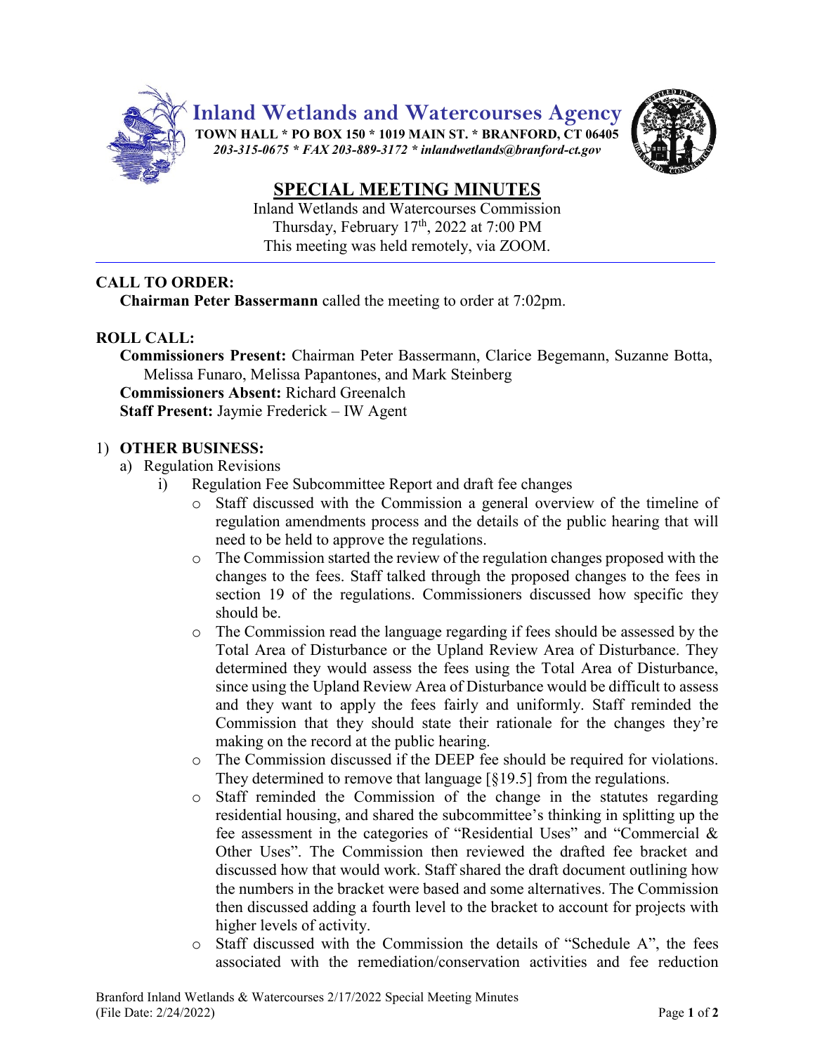# Inland Wetlands and Watercourses Agency

**TOWN HALL * PO BOX 150 * 1019 MAIN ST. * BRANFORD, CT 06405**
*203-315-0675 * FAX 203-889-3172 * inlandwetlands@branford-ct.gov*

## SPECIAL MEETING MINUTES

Inland Wetlands and Watercourses Commission
Thursday, February 17th, 2022 at 7:00 PM
This meeting was held remotely, via ZOOM.

---

**CALL TO ORDER:**

**Chairman Peter Bassermann** called the meeting to order at 7:02pm.

**ROLL CALL:**

**Commissioners Present:** Chairman Peter Bassermann, Clarice Begemann, Suzanne Botta, Melissa Funaro, Melissa Papantones, and Mark Steinberg
**Commissioners Absent:** Richard Greenalch
**Staff Present:** Jaymie Frederick – IW Agent

1) **OTHER BUSINESS:**
   a) Regulation Revisions
      i) Regulation Fee Subcommittee Report and draft fee changes
         - Staff discussed with the Commission a general overview of the timeline of regulation amendments process and the details of the public hearing that will need to be held to approve the regulations.
         - The Commission started the review of the regulation changes proposed with the changes to the fees. Staff talked through the proposed changes to the fees in section 19 of the regulations. Commissioners discussed how specific they should be.
         - The Commission read the language regarding if fees should be assessed by the Total Area of Disturbance or the Upland Review Area of Disturbance. They determined they would assess the fees using the Total Area of Disturbance, since using the Upland Review Area of Disturbance would be difficult to assess and they want to apply the fees fairly and uniformly. Staff reminded the Commission that they should state their rationale for the changes they're making on the record at the public hearing.
         - The Commission discussed if the DEEP fee should be required for violations. They determined to remove that language [§19.5] from the regulations.
         - Staff reminded the Commission of the change in the statutes regarding residential housing, and shared the subcommittee's thinking in splitting up the fee assessment in the categories of "Residential Uses" and "Commercial & Other Uses". The Commission then reviewed the drafted fee bracket and discussed how that would work. Staff shared the draft document outlining how the numbers in the bracket were based and some alternatives. The Commission then discussed adding a fourth level to the bracket to account for projects with higher levels of activity.
         - Staff discussed with the Commission the details of "Schedule A", the fees associated with the remediation/conservation activities and fee reduction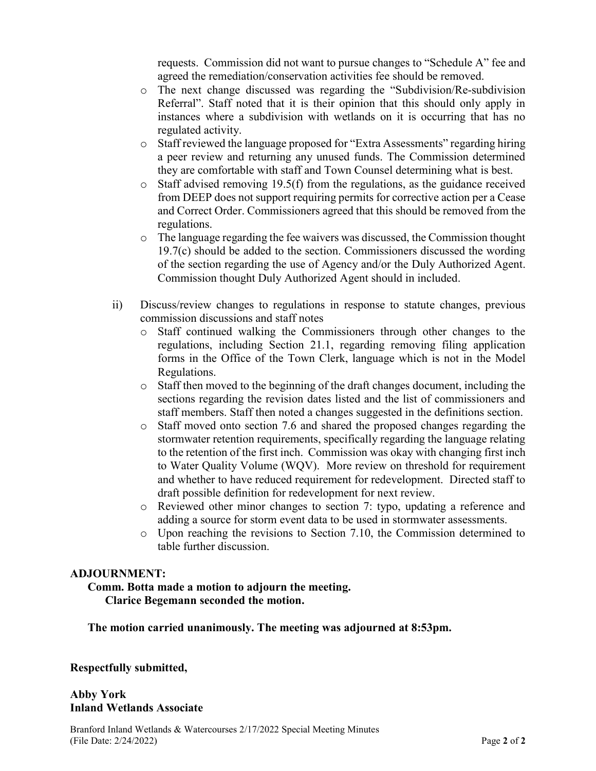requests. Commission did not want to pursue changes to "Schedule A" fee and agreed the remediation/conservation activities fee should be removed.

- The next change discussed was regarding the "Subdivision/Re-subdivision Referral". Staff noted that it is their opinion that this should only apply in instances where a subdivision with wetlands on it is occurring that has no regulated activity.
- Staff reviewed the language proposed for "Extra Assessments" regarding hiring a peer review and returning any unused funds. The Commission determined they are comfortable with staff and Town Counsel determining what is best.
- Staff advised removing 19.5(f) from the regulations, as the guidance received from DEEP does not support requiring permits for corrective action per a Cease and Correct Order. Commissioners agreed that this should be removed from the regulations.
- The language regarding the fee waivers was discussed, the Commission thought 19.7(c) should be added to the section. Commissioners discussed the wording of the section regarding the use of Agency and/or the Duly Authorized Agent. Commission thought Duly Authorized Agent should in included.

ii) Discuss/review changes to regulations in response to statute changes, previous commission discussions and staff notes

- Staff continued walking the Commissioners through other changes to the regulations, including Section 21.1, regarding removing filing application forms in the Office of the Town Clerk, language which is not in the Model Regulations.
- Staff then moved to the beginning of the draft changes document, including the sections regarding the revision dates listed and the list of commissioners and staff members. Staff then noted a changes suggested in the definitions section.
- Staff moved onto section 7.6 and shared the proposed changes regarding the stormwater retention requirements, specifically regarding the language relating to the retention of the first inch. Commission was okay with changing first inch to Water Quality Volume (WQV). More review on threshold for requirement and whether to have reduced requirement for redevelopment. Directed staff to draft possible definition for redevelopment for next review.
- Reviewed other minor changes to section 7: typo, updating a reference and adding a source for storm event data to be used in stormwater assessments.
- Upon reaching the revisions to Section 7.10, the Commission determined to table further discussion.

**ADJOURNMENT:**

**Comm. Botta made a motion to adjourn the meeting.**
**Clarice Begemann seconded the motion.**

**The motion carried unanimously. The meeting was adjourned at 8:53pm.**

**Respectfully submitted,**

**Abby York**
**Inland Wetlands Associate**

Branford Inland Wetlands & Watercourses 2/17/2022 Special Meeting Minutes
(File Date: 2/24/2022)